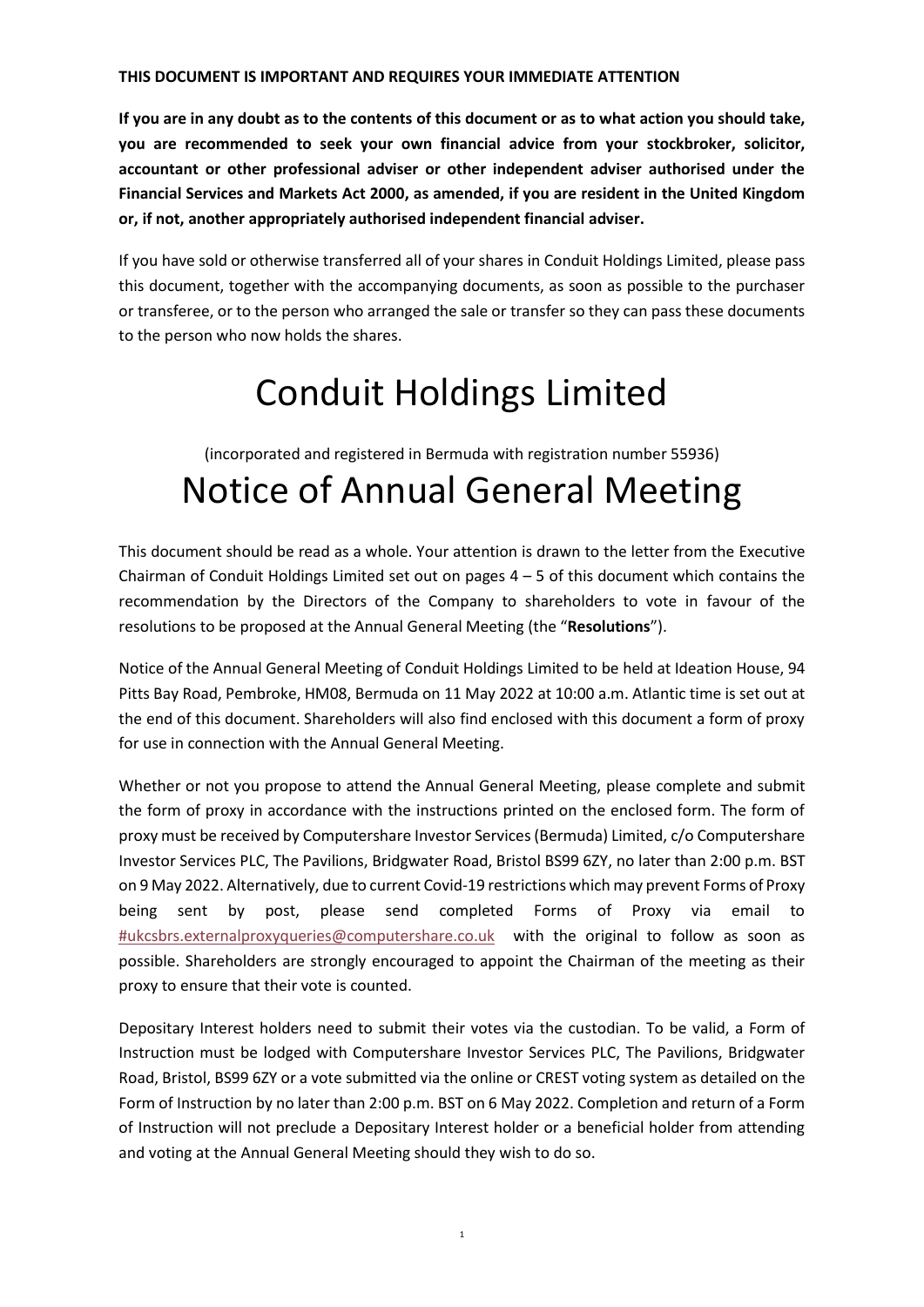**THIS DOCUMENT IS IMPORTANT AND REQUIRES YOUR IMMEDIATE ATTENTION**

**If you are in any doubt as to the contents of this document or as to what action you should take, you are recommended to seek your own financial advice from your stockbroker, solicitor, accountant or other professional adviser or other independent adviser authorised under the Financial Services and Markets Act 2000, as amended, if you are resident in the United Kingdom or, if not, another appropriately authorised independent financial adviser.**

If you have sold or otherwise transferred all of your shares in Conduit Holdings Limited, please pass this document, together with the accompanying documents, as soon as possible to the purchaser or transferee, or to the person who arranged the sale or transfer so they can pass these documents to the person who now holds the shares.

# Conduit Holdings Limited

(incorporated and registered in Bermuda with registration number 55936)

# Notice of Annual General Meeting

This document should be read as a whole. Your attention is drawn to the letter from the Executive Chairman of Conduit Holdings Limited set out on pages 4 – 5 of this document which contains the recommendation by the Directors of the Company to shareholders to vote in favour of the resolutions to be proposed at the Annual General Meeting (the "**Resolutions**").

Notice of the Annual General Meeting of Conduit Holdings Limited to be held at Ideation House, 94 Pitts Bay Road, Pembroke, HM08, Bermuda on 11 May 2022 at 10:00 a.m. Atlantic time is set out at the end of this document. Shareholders will also find enclosed with this document a form of proxy for use in connection with the Annual General Meeting.

Whether or not you propose to attend the Annual General Meeting, please complete and submit the form of proxy in accordance with the instructions printed on the enclosed form. The form of proxy must be received by Computershare Investor Services (Bermuda) Limited, c/o Computershare Investor Services PLC, The Pavilions, Bridgwater Road, Bristol BS99 6ZY, no later than 2:00 p.m. BST on 9 May 2022. Alternatively, due to current Covid-19 restrictions which may prevent Forms of Proxy being sent by post, please send completed Forms of Proxy via email to #ukcsbrs.externalproxyqueries@computershare.co.uk with the original to follow as soon as possible. Shareholders are strongly encouraged to appoint the Chairman of the meeting as their proxy to ensure that their vote is counted.

Depositary Interest holders need to submit their votes via the custodian. To be valid, a Form of Instruction must be lodged with Computershare Investor Services PLC, The Pavilions, Bridgwater Road, Bristol, BS99 6ZY or a vote submitted via the online or CREST voting system as detailed on the Form of Instruction by no later than 2:00 p.m. BST on 6 May 2022. Completion and return of a Form of Instruction will not preclude a Depositary Interest holder or a beneficial holder from attending and voting at the Annual General Meeting should they wish to do so.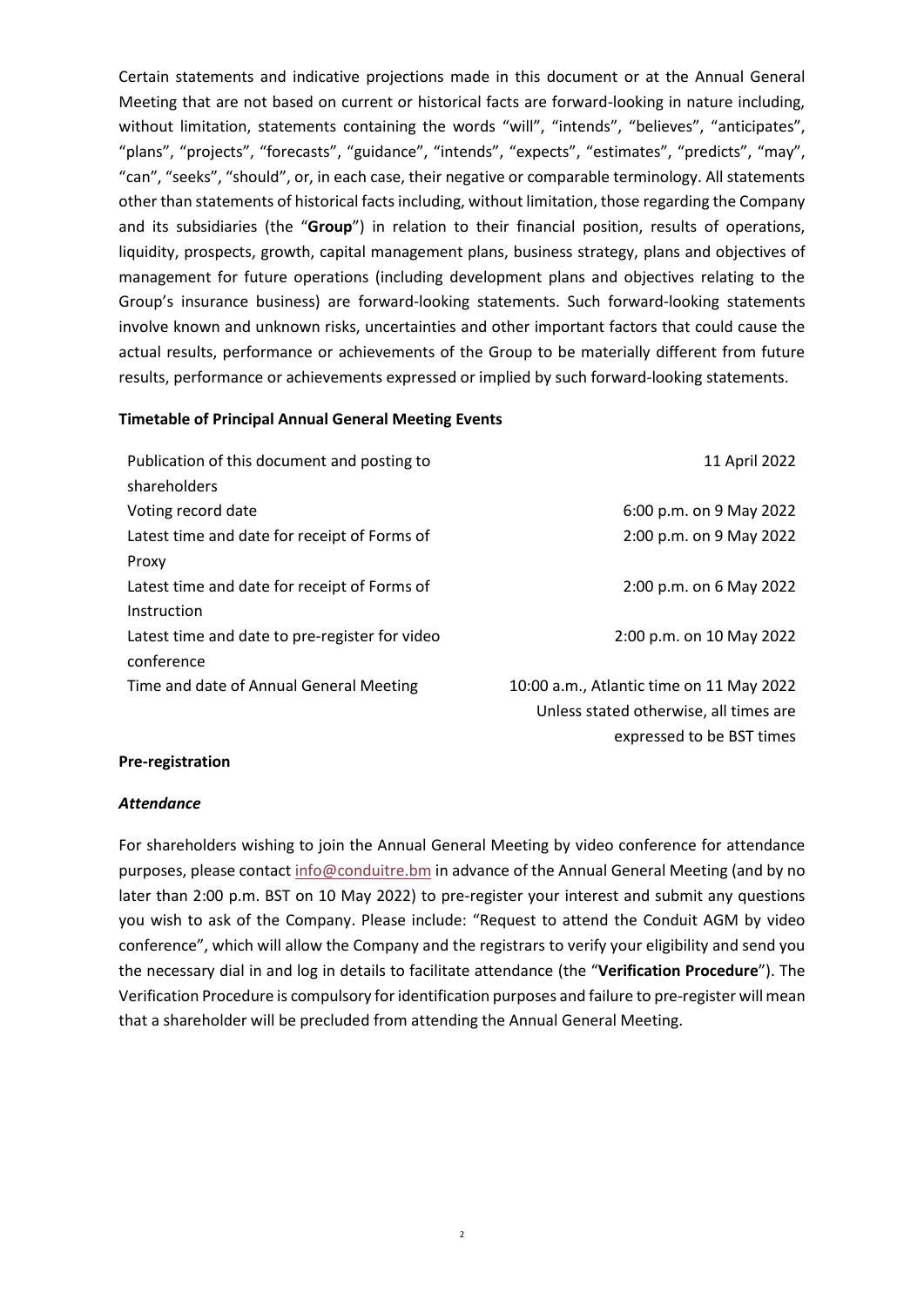Certain statements and indicative projections made in this document or at the Annual General Meeting that are not based on current or historical facts are forward-looking in nature including, without limitation, statements containing the words "will", "intends", "believes", "anticipates", "plans", "projects", "forecasts", "guidance", "intends", "expects", "estimates", "predicts", "may", "can", "seeks", "should", or, in each case, their negative or comparable terminology. All statements other than statements of historical facts including, without limitation, those regarding the Company and its subsidiaries (the "**Group**") in relation to their financial position, results of operations, liquidity, prospects, growth, capital management plans, business strategy, plans and objectives of management for future operations (including development plans and objectives relating to the Group's insurance business) are forward-looking statements. Such forward-looking statements involve known and unknown risks, uncertainties and other important factors that could cause the actual results, performance or achievements of the Group to be materially different from future results, performance or achievements expressed or implied by such forward-looking statements.

**Timetable of Principal Annual General Meeting Events**

| | |
|---|---|
| Publication of this document and posting to shareholders | 11 April 2022 |
| Voting record date | 6:00 p.m. on 9 May 2022 |
| Latest time and date for receipt of Forms of Proxy | 2:00 p.m. on 9 May 2022 |
| Latest time and date for receipt of Forms of Instruction | 2:00 p.m. on 6 May 2022 |
| Latest time and date to pre-register for video conference | 2:00 p.m. on 10 May 2022 |
| Time and date of Annual General Meeting | 10:00 a.m., Atlantic time on 11 May 2022 |

Unless stated otherwise, all times are expressed to be BST times

**Pre-registration**

***Attendance***

For shareholders wishing to join the Annual General Meeting by video conference for attendance purposes, please contact info@conduitre.bm in advance of the Annual General Meeting (and by no later than 2:00 p.m. BST on 10 May 2022) to pre-register your interest and submit any questions you wish to ask of the Company. Please include: "Request to attend the Conduit AGM by video conference", which will allow the Company and the registrars to verify your eligibility and send you the necessary dial in and log in details to facilitate attendance (the "**Verification Procedure**"). The Verification Procedure is compulsory for identification purposes and failure to pre-register will mean that a shareholder will be precluded from attending the Annual General Meeting.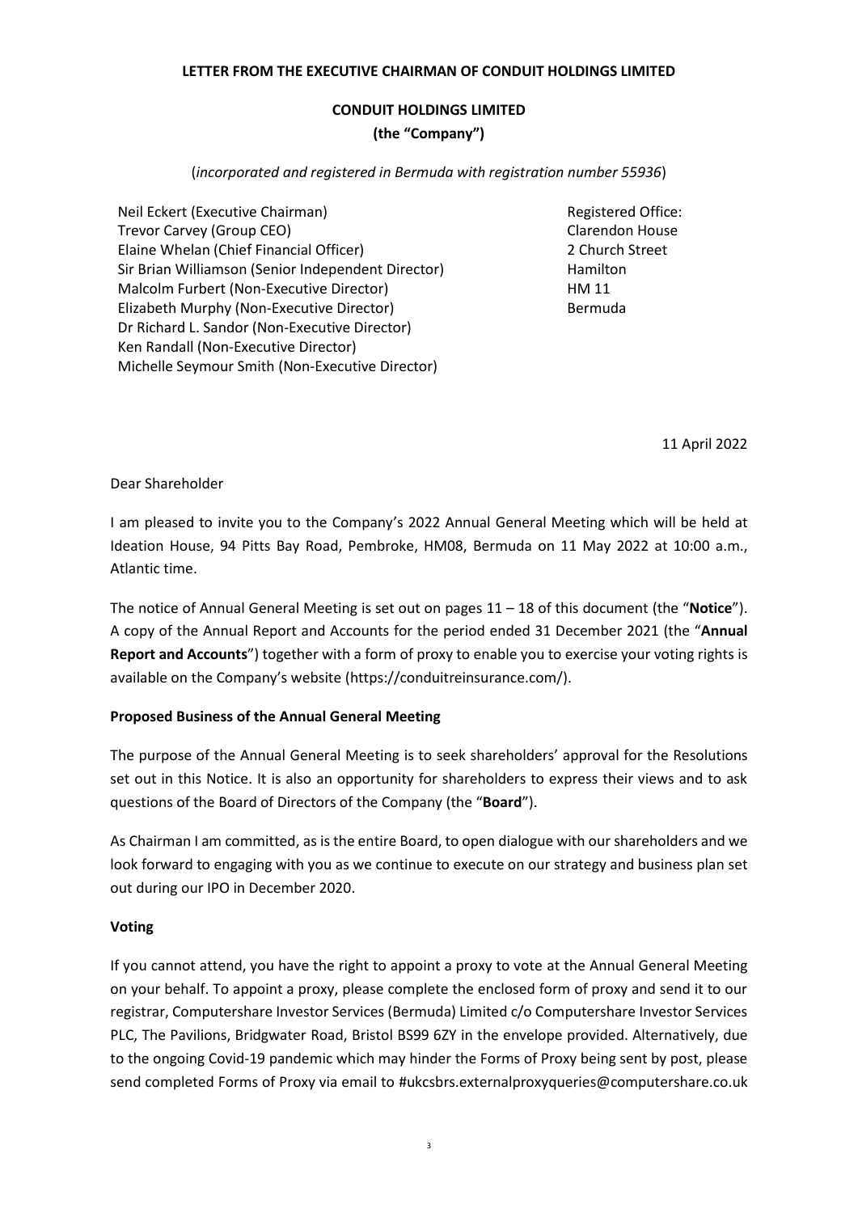**LETTER FROM THE EXECUTIVE CHAIRMAN OF CONDUIT HOLDINGS LIMITED**

**CONDUIT HOLDINGS LIMITED**
**(the "Company")**

(*incorporated and registered in Bermuda with registration number 55936*)

Neil Eckert (Executive Chairman)
Trevor Carvey (Group CEO)
Elaine Whelan (Chief Financial Officer)
Sir Brian Williamson (Senior Independent Director)
Malcolm Furbert (Non-Executive Director)
Elizabeth Murphy (Non-Executive Director)
Dr Richard L. Sandor (Non-Executive Director)
Ken Randall (Non-Executive Director)
Michelle Seymour Smith (Non-Executive Director)

Registered Office:
Clarendon House
2 Church Street
Hamilton
HM 11
Bermuda

11 April 2022

Dear Shareholder

I am pleased to invite you to the Company's 2022 Annual General Meeting which will be held at Ideation House, 94 Pitts Bay Road, Pembroke, HM08, Bermuda on 11 May 2022 at 10:00 a.m., Atlantic time.

The notice of Annual General Meeting is set out on pages 11 – 18 of this document (the "**Notice**"). A copy of the Annual Report and Accounts for the period ended 31 December 2021 (the "**Annual Report and Accounts**") together with a form of proxy to enable you to exercise your voting rights is available on the Company's website (https://conduitreinsurance.com/).

**Proposed Business of the Annual General Meeting**

The purpose of the Annual General Meeting is to seek shareholders' approval for the Resolutions set out in this Notice. It is also an opportunity for shareholders to express their views and to ask questions of the Board of Directors of the Company (the "**Board**").

As Chairman I am committed, as is the entire Board, to open dialogue with our shareholders and we look forward to engaging with you as we continue to execute on our strategy and business plan set out during our IPO in December 2020.

**Voting**

If you cannot attend, you have the right to appoint a proxy to vote at the Annual General Meeting on your behalf. To appoint a proxy, please complete the enclosed form of proxy and send it to our registrar, Computershare Investor Services (Bermuda) Limited c/o Computershare Investor Services PLC, The Pavilions, Bridgwater Road, Bristol BS99 6ZY in the envelope provided. Alternatively, due to the ongoing Covid-19 pandemic which may hinder the Forms of Proxy being sent by post, please send completed Forms of Proxy via email to #ukcsbrs.externalproxyqueries@computershare.co.uk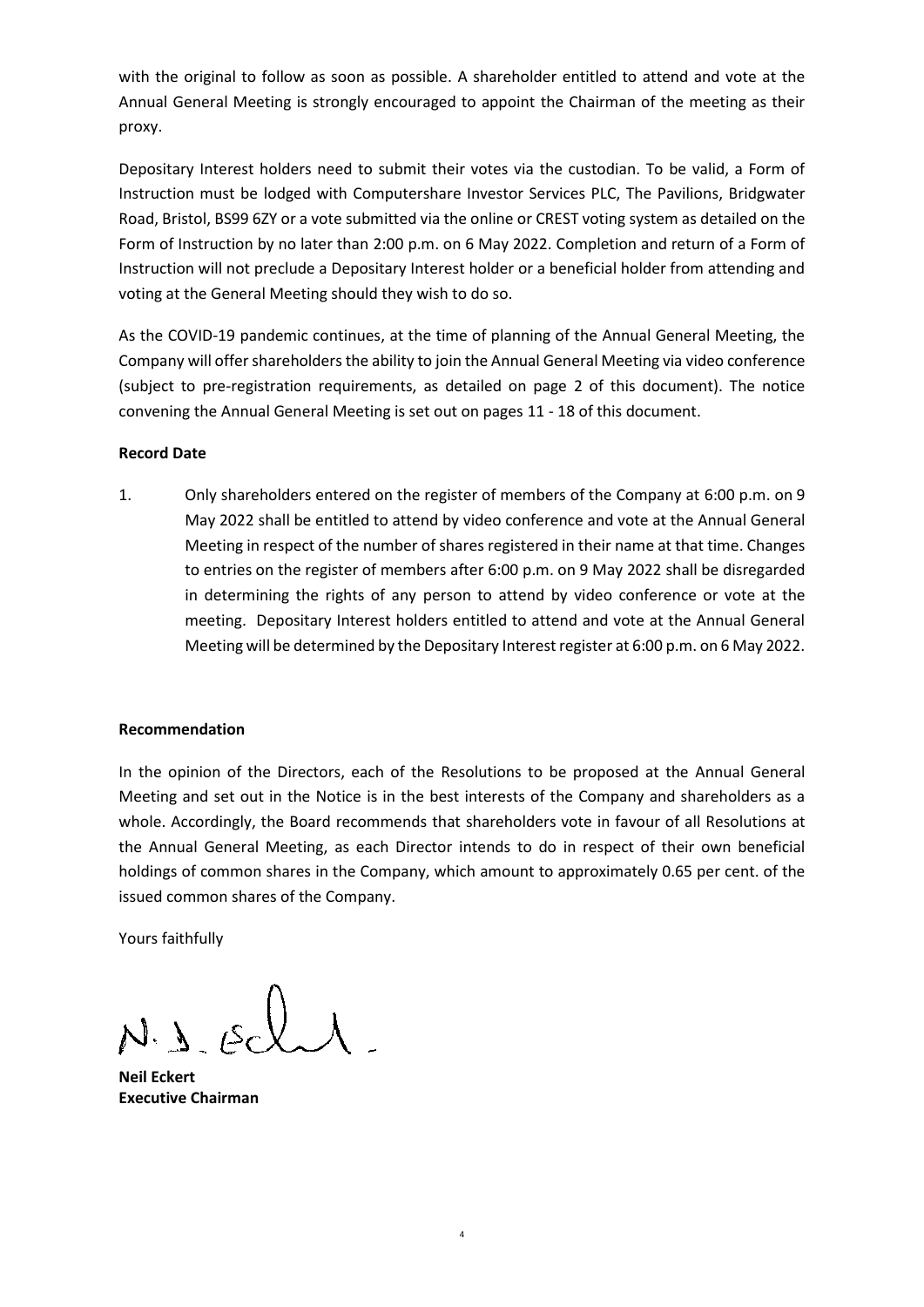with the original to follow as soon as possible. A shareholder entitled to attend and vote at the Annual General Meeting is strongly encouraged to appoint the Chairman of the meeting as their proxy.

Depositary Interest holders need to submit their votes via the custodian. To be valid, a Form of Instruction must be lodged with Computershare Investor Services PLC, The Pavilions, Bridgwater Road, Bristol, BS99 6ZY or a vote submitted via the online or CREST voting system as detailed on the Form of Instruction by no later than 2:00 p.m. on 6 May 2022. Completion and return of a Form of Instruction will not preclude a Depositary Interest holder or a beneficial holder from attending and voting at the General Meeting should they wish to do so.

As the COVID-19 pandemic continues, at the time of planning of the Annual General Meeting, the Company will offer shareholders the ability to join the Annual General Meeting via video conference (subject to pre-registration requirements, as detailed on page 2 of this document). The notice convening the Annual General Meeting is set out on pages 11 - 18 of this document.

**Record Date**

1. Only shareholders entered on the register of members of the Company at 6:00 p.m. on 9 May 2022 shall be entitled to attend by video conference and vote at the Annual General Meeting in respect of the number of shares registered in their name at that time. Changes to entries on the register of members after 6:00 p.m. on 9 May 2022 shall be disregarded in determining the rights of any person to attend by video conference or vote at the meeting. Depositary Interest holders entitled to attend and vote at the Annual General Meeting will be determined by the Depositary Interest register at 6:00 p.m. on 6 May 2022.

**Recommendation**

In the opinion of the Directors, each of the Resolutions to be proposed at the Annual General Meeting and set out in the Notice is in the best interests of the Company and shareholders as a whole. Accordingly, the Board recommends that shareholders vote in favour of all Resolutions at the Annual General Meeting, as each Director intends to do in respect of their own beneficial holdings of common shares in the Company, which amount to approximately 0.65 per cent. of the issued common shares of the Company.

Yours faithfully

**Neil Eckert**
**Executive Chairman**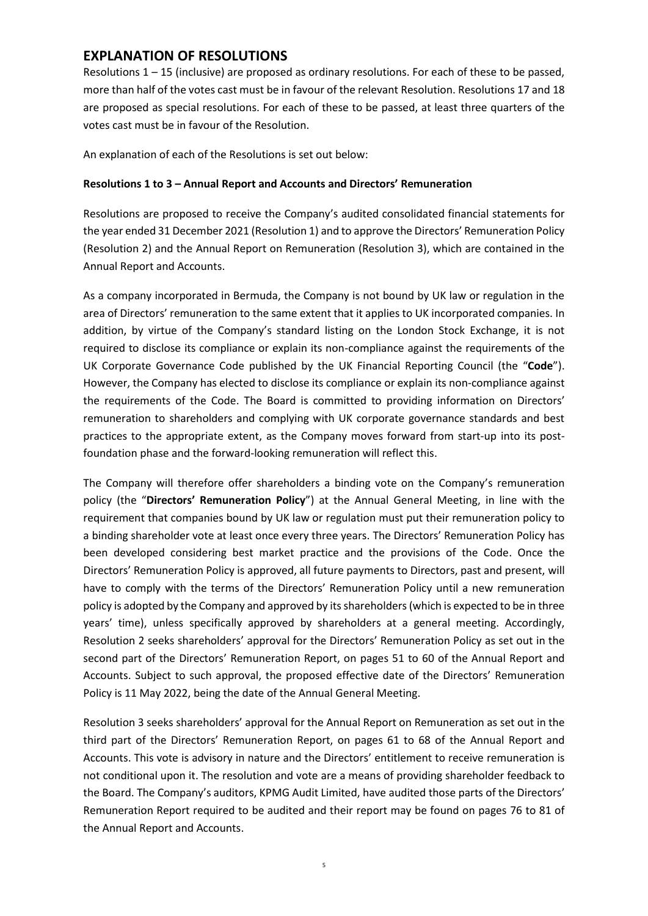## EXPLANATION OF RESOLUTIONS

Resolutions 1 – 15 (inclusive) are proposed as ordinary resolutions. For each of these to be passed, more than half of the votes cast must be in favour of the relevant Resolution. Resolutions 17 and 18 are proposed as special resolutions. For each of these to be passed, at least three quarters of the votes cast must be in favour of the Resolution.

An explanation of each of the Resolutions is set out below:

**Resolutions 1 to 3 – Annual Report and Accounts and Directors' Remuneration**

Resolutions are proposed to receive the Company's audited consolidated financial statements for the year ended 31 December 2021 (Resolution 1) and to approve the Directors' Remuneration Policy (Resolution 2) and the Annual Report on Remuneration (Resolution 3), which are contained in the Annual Report and Accounts.

As a company incorporated in Bermuda, the Company is not bound by UK law or regulation in the area of Directors' remuneration to the same extent that it applies to UK incorporated companies. In addition, by virtue of the Company's standard listing on the London Stock Exchange, it is not required to disclose its compliance or explain its non-compliance against the requirements of the UK Corporate Governance Code published by the UK Financial Reporting Council (the "**Code**"). However, the Company has elected to disclose its compliance or explain its non-compliance against the requirements of the Code. The Board is committed to providing information on Directors' remuneration to shareholders and complying with UK corporate governance standards and best practices to the appropriate extent, as the Company moves forward from start-up into its post-foundation phase and the forward-looking remuneration will reflect this.

The Company will therefore offer shareholders a binding vote on the Company's remuneration policy (the "**Directors' Remuneration Policy**") at the Annual General Meeting, in line with the requirement that companies bound by UK law or regulation must put their remuneration policy to a binding shareholder vote at least once every three years. The Directors' Remuneration Policy has been developed considering best market practice and the provisions of the Code. Once the Directors' Remuneration Policy is approved, all future payments to Directors, past and present, will have to comply with the terms of the Directors' Remuneration Policy until a new remuneration policy is adopted by the Company and approved by its shareholders (which is expected to be in three years' time), unless specifically approved by shareholders at a general meeting. Accordingly, Resolution 2 seeks shareholders' approval for the Directors' Remuneration Policy as set out in the second part of the Directors' Remuneration Report, on pages 51 to 60 of the Annual Report and Accounts. Subject to such approval, the proposed effective date of the Directors' Remuneration Policy is 11 May 2022, being the date of the Annual General Meeting.

Resolution 3 seeks shareholders' approval for the Annual Report on Remuneration as set out in the third part of the Directors' Remuneration Report, on pages 61 to 68 of the Annual Report and Accounts. This vote is advisory in nature and the Directors' entitlement to receive remuneration is not conditional upon it. The resolution and vote are a means of providing shareholder feedback to the Board. The Company's auditors, KPMG Audit Limited, have audited those parts of the Directors' Remuneration Report required to be audited and their report may be found on pages 76 to 81 of the Annual Report and Accounts.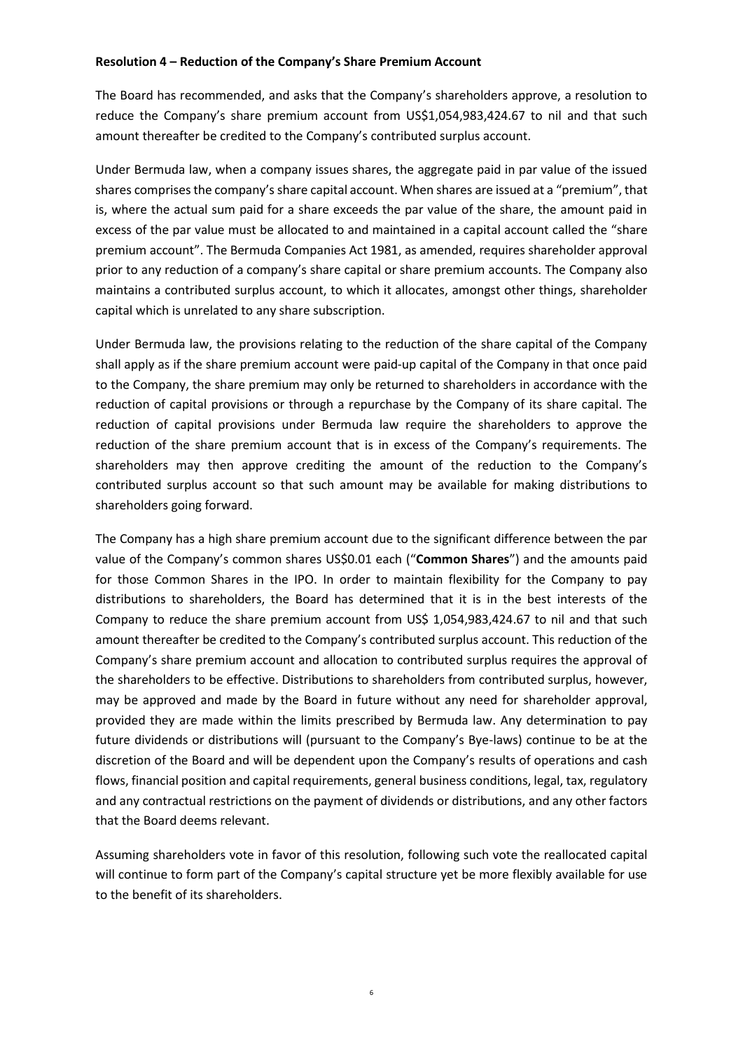**Resolution 4 – Reduction of the Company's Share Premium Account**

The Board has recommended, and asks that the Company's shareholders approve, a resolution to reduce the Company's share premium account from US$1,054,983,424.67 to nil and that such amount thereafter be credited to the Company's contributed surplus account.

Under Bermuda law, when a company issues shares, the aggregate paid in par value of the issued shares comprises the company's share capital account. When shares are issued at a "premium", that is, where the actual sum paid for a share exceeds the par value of the share, the amount paid in excess of the par value must be allocated to and maintained in a capital account called the "share premium account". The Bermuda Companies Act 1981, as amended, requires shareholder approval prior to any reduction of a company's share capital or share premium accounts. The Company also maintains a contributed surplus account, to which it allocates, amongst other things, shareholder capital which is unrelated to any share subscription.

Under Bermuda law, the provisions relating to the reduction of the share capital of the Company shall apply as if the share premium account were paid-up capital of the Company in that once paid to the Company, the share premium may only be returned to shareholders in accordance with the reduction of capital provisions or through a repurchase by the Company of its share capital. The reduction of capital provisions under Bermuda law require the shareholders to approve the reduction of the share premium account that is in excess of the Company's requirements. The shareholders may then approve crediting the amount of the reduction to the Company's contributed surplus account so that such amount may be available for making distributions to shareholders going forward.

The Company has a high share premium account due to the significant difference between the par value of the Company's common shares US$0.01 each ("**Common Shares**") and the amounts paid for those Common Shares in the IPO. In order to maintain flexibility for the Company to pay distributions to shareholders, the Board has determined that it is in the best interests of the Company to reduce the share premium account from US$ 1,054,983,424.67 to nil and that such amount thereafter be credited to the Company's contributed surplus account. This reduction of the Company's share premium account and allocation to contributed surplus requires the approval of the shareholders to be effective. Distributions to shareholders from contributed surplus, however, may be approved and made by the Board in future without any need for shareholder approval, provided they are made within the limits prescribed by Bermuda law. Any determination to pay future dividends or distributions will (pursuant to the Company's Bye-laws) continue to be at the discretion of the Board and will be dependent upon the Company's results of operations and cash flows, financial position and capital requirements, general business conditions, legal, tax, regulatory and any contractual restrictions on the payment of dividends or distributions, and any other factors that the Board deems relevant.

Assuming shareholders vote in favor of this resolution, following such vote the reallocated capital will continue to form part of the Company's capital structure yet be more flexibly available for use to the benefit of its shareholders.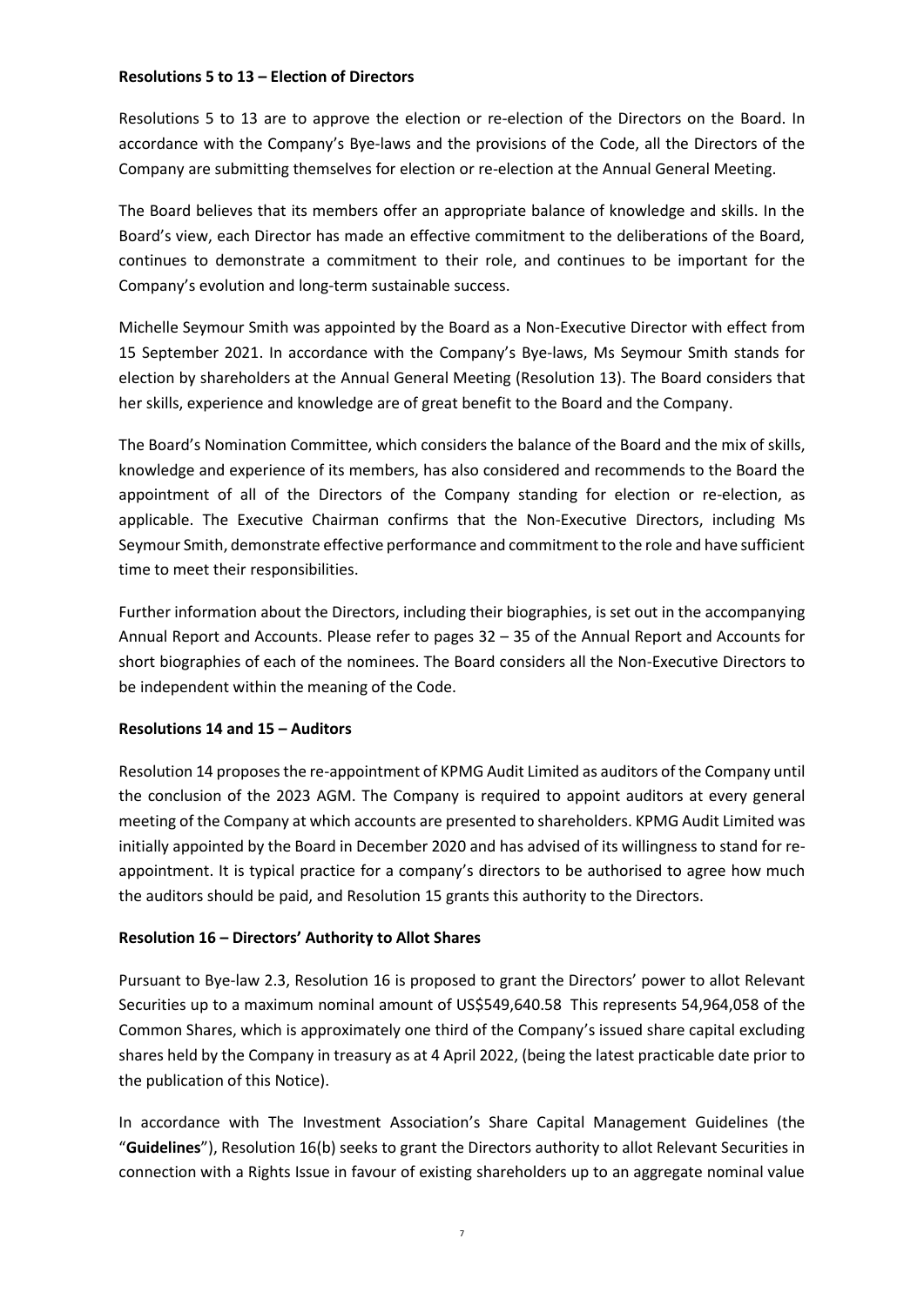**Resolutions 5 to 13 – Election of Directors**

Resolutions 5 to 13 are to approve the election or re-election of the Directors on the Board. In accordance with the Company's Bye-laws and the provisions of the Code, all the Directors of the Company are submitting themselves for election or re-election at the Annual General Meeting.

The Board believes that its members offer an appropriate balance of knowledge and skills. In the Board's view, each Director has made an effective commitment to the deliberations of the Board, continues to demonstrate a commitment to their role, and continues to be important for the Company's evolution and long-term sustainable success.

Michelle Seymour Smith was appointed by the Board as a Non-Executive Director with effect from 15 September 2021. In accordance with the Company's Bye-laws, Ms Seymour Smith stands for election by shareholders at the Annual General Meeting (Resolution 13). The Board considers that her skills, experience and knowledge are of great benefit to the Board and the Company.

The Board's Nomination Committee, which considers the balance of the Board and the mix of skills, knowledge and experience of its members, has also considered and recommends to the Board the appointment of all of the Directors of the Company standing for election or re-election, as applicable. The Executive Chairman confirms that the Non-Executive Directors, including Ms Seymour Smith, demonstrate effective performance and commitment to the role and have sufficient time to meet their responsibilities.

Further information about the Directors, including their biographies, is set out in the accompanying Annual Report and Accounts. Please refer to pages 32 – 35 of the Annual Report and Accounts for short biographies of each of the nominees. The Board considers all the Non-Executive Directors to be independent within the meaning of the Code.

**Resolutions 14 and 15 – Auditors**

Resolution 14 proposes the re-appointment of KPMG Audit Limited as auditors of the Company until the conclusion of the 2023 AGM. The Company is required to appoint auditors at every general meeting of the Company at which accounts are presented to shareholders. KPMG Audit Limited was initially appointed by the Board in December 2020 and has advised of its willingness to stand for re-appointment. It is typical practice for a company's directors to be authorised to agree how much the auditors should be paid, and Resolution 15 grants this authority to the Directors.

**Resolution 16 – Directors' Authority to Allot Shares**

Pursuant to Bye-law 2.3, Resolution 16 is proposed to grant the Directors' power to allot Relevant Securities up to a maximum nominal amount of US$549,640.58 This represents 54,964,058 of the Common Shares, which is approximately one third of the Company's issued share capital excluding shares held by the Company in treasury as at 4 April 2022, (being the latest practicable date prior to the publication of this Notice).

In accordance with The Investment Association's Share Capital Management Guidelines (the "**Guidelines**"), Resolution 16(b) seeks to grant the Directors authority to allot Relevant Securities in connection with a Rights Issue in favour of existing shareholders up to an aggregate nominal value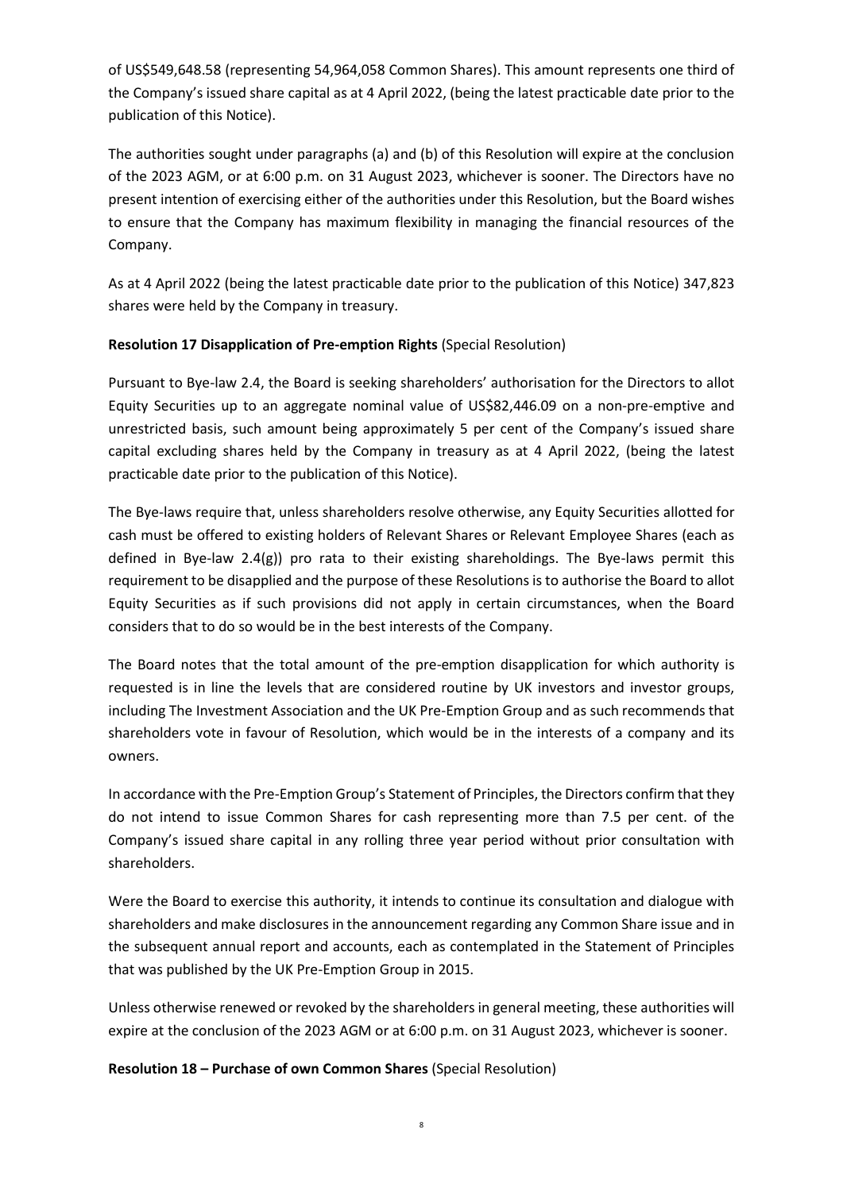of US$549,648.58 (representing 54,964,058 Common Shares). This amount represents one third of the Company's issued share capital as at 4 April 2022, (being the latest practicable date prior to the publication of this Notice).

The authorities sought under paragraphs (a) and (b) of this Resolution will expire at the conclusion of the 2023 AGM, or at 6:00 p.m. on 31 August 2023, whichever is sooner. The Directors have no present intention of exercising either of the authorities under this Resolution, but the Board wishes to ensure that the Company has maximum flexibility in managing the financial resources of the Company.

As at 4 April 2022 (being the latest practicable date prior to the publication of this Notice) 347,823 shares were held by the Company in treasury.

**Resolution 17 Disapplication of Pre-emption Rights** (Special Resolution)

Pursuant to Bye-law 2.4, the Board is seeking shareholders' authorisation for the Directors to allot Equity Securities up to an aggregate nominal value of US$82,446.09 on a non-pre-emptive and unrestricted basis, such amount being approximately 5 per cent of the Company's issued share capital excluding shares held by the Company in treasury as at 4 April 2022, (being the latest practicable date prior to the publication of this Notice).

The Bye-laws require that, unless shareholders resolve otherwise, any Equity Securities allotted for cash must be offered to existing holders of Relevant Shares or Relevant Employee Shares (each as defined in Bye-law 2.4(g)) pro rata to their existing shareholdings. The Bye-laws permit this requirement to be disapplied and the purpose of these Resolutions is to authorise the Board to allot Equity Securities as if such provisions did not apply in certain circumstances, when the Board considers that to do so would be in the best interests of the Company.

The Board notes that the total amount of the pre-emption disapplication for which authority is requested is in line the levels that are considered routine by UK investors and investor groups, including The Investment Association and the UK Pre-Emption Group and as such recommends that shareholders vote in favour of Resolution, which would be in the interests of a company and its owners.

In accordance with the Pre-Emption Group's Statement of Principles, the Directors confirm that they do not intend to issue Common Shares for cash representing more than 7.5 per cent. of the Company's issued share capital in any rolling three year period without prior consultation with shareholders.

Were the Board to exercise this authority, it intends to continue its consultation and dialogue with shareholders and make disclosures in the announcement regarding any Common Share issue and in the subsequent annual report and accounts, each as contemplated in the Statement of Principles that was published by the UK Pre-Emption Group in 2015.

Unless otherwise renewed or revoked by the shareholders in general meeting, these authorities will expire at the conclusion of the 2023 AGM or at 6:00 p.m. on 31 August 2023, whichever is sooner.

**Resolution 18 – Purchase of own Common Shares** (Special Resolution)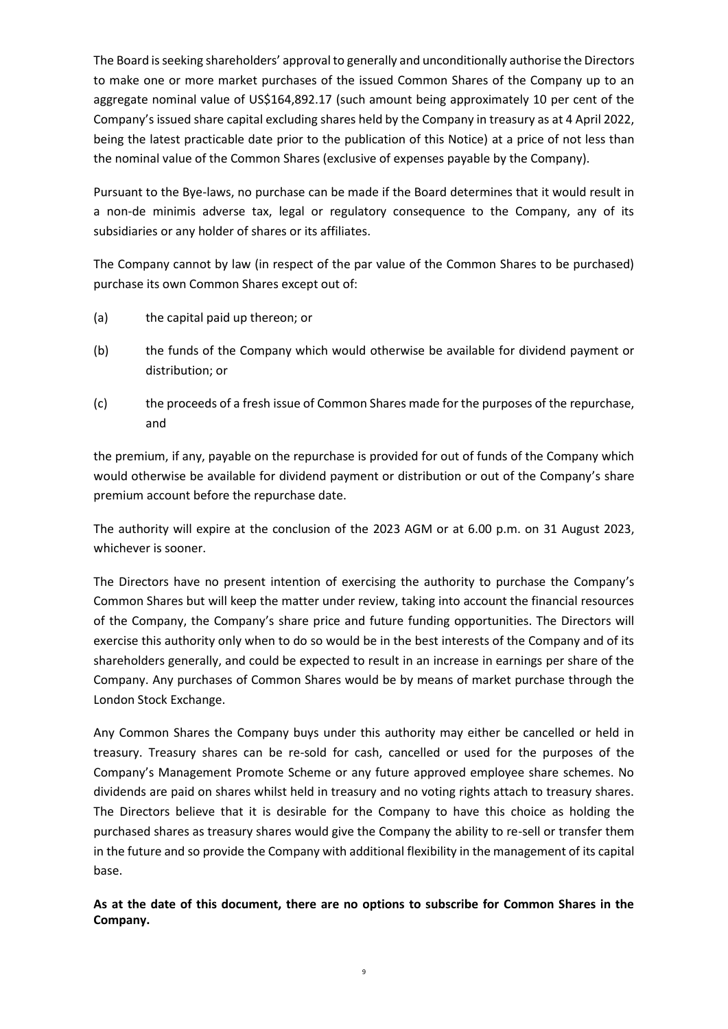The Board is seeking shareholders' approval to generally and unconditionally authorise the Directors to make one or more market purchases of the issued Common Shares of the Company up to an aggregate nominal value of US$164,892.17 (such amount being approximately 10 per cent of the Company's issued share capital excluding shares held by the Company in treasury as at 4 April 2022, being the latest practicable date prior to the publication of this Notice) at a price of not less than the nominal value of the Common Shares (exclusive of expenses payable by the Company).

Pursuant to the Bye-laws, no purchase can be made if the Board determines that it would result in a non-de minimis adverse tax, legal or regulatory consequence to the Company, any of its subsidiaries or any holder of shares or its affiliates.

The Company cannot by law (in respect of the par value of the Common Shares to be purchased) purchase its own Common Shares except out of:

(a) the capital paid up thereon; or

(b) the funds of the Company which would otherwise be available for dividend payment or distribution; or

(c) the proceeds of a fresh issue of Common Shares made for the purposes of the repurchase, and

the premium, if any, payable on the repurchase is provided for out of funds of the Company which would otherwise be available for dividend payment or distribution or out of the Company's share premium account before the repurchase date.

The authority will expire at the conclusion of the 2023 AGM or at 6.00 p.m. on 31 August 2023, whichever is sooner.

The Directors have no present intention of exercising the authority to purchase the Company's Common Shares but will keep the matter under review, taking into account the financial resources of the Company, the Company's share price and future funding opportunities. The Directors will exercise this authority only when to do so would be in the best interests of the Company and of its shareholders generally, and could be expected to result in an increase in earnings per share of the Company. Any purchases of Common Shares would be by means of market purchase through the London Stock Exchange.

Any Common Shares the Company buys under this authority may either be cancelled or held in treasury. Treasury shares can be re-sold for cash, cancelled or used for the purposes of the Company's Management Promote Scheme or any future approved employee share schemes. No dividends are paid on shares whilst held in treasury and no voting rights attach to treasury shares. The Directors believe that it is desirable for the Company to have this choice as holding the purchased shares as treasury shares would give the Company the ability to re-sell or transfer them in the future and so provide the Company with additional flexibility in the management of its capital base.

**As at the date of this document, there are no options to subscribe for Common Shares in the Company.**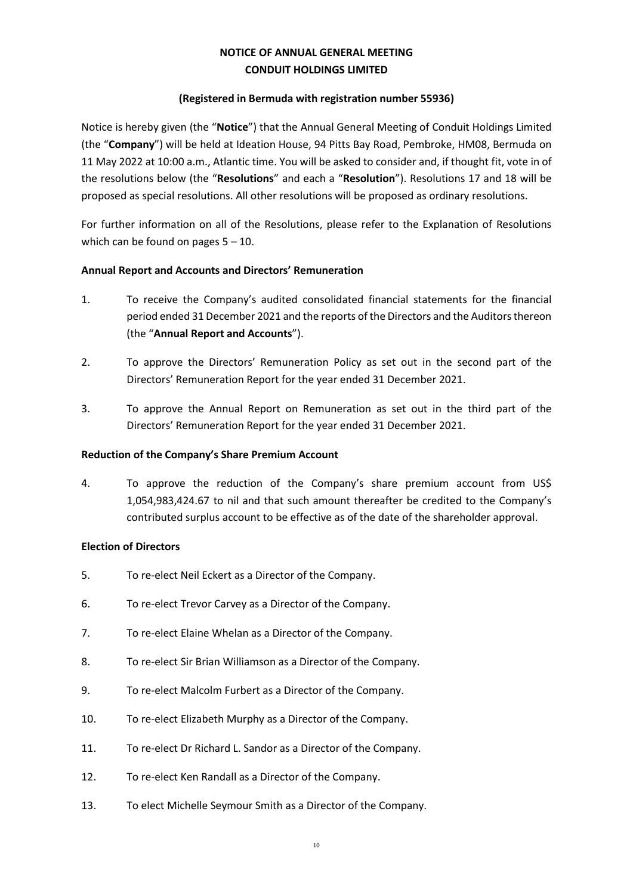# NOTICE OF ANNUAL GENERAL MEETING
# CONDUIT HOLDINGS LIMITED

**(Registered in Bermuda with registration number 55936)**

Notice is hereby given (the "**Notice**") that the Annual General Meeting of Conduit Holdings Limited (the "**Company**") will be held at Ideation House, 94 Pitts Bay Road, Pembroke, HM08, Bermuda on 11 May 2022 at 10:00 a.m., Atlantic time. You will be asked to consider and, if thought fit, vote in of the resolutions below (the "**Resolutions**" and each a "**Resolution**"). Resolutions 17 and 18 will be proposed as special resolutions. All other resolutions will be proposed as ordinary resolutions.

For further information on all of the Resolutions, please refer to the Explanation of Resolutions which can be found on pages 5 – 10.

### Annual Report and Accounts and Directors' Remuneration

1. To receive the Company's audited consolidated financial statements for the financial period ended 31 December 2021 and the reports of the Directors and the Auditors thereon (the "**Annual Report and Accounts**").

2. To approve the Directors' Remuneration Policy as set out in the second part of the Directors' Remuneration Report for the year ended 31 December 2021.

3. To approve the Annual Report on Remuneration as set out in the third part of the Directors' Remuneration Report for the year ended 31 December 2021.

### Reduction of the Company's Share Premium Account

4. To approve the reduction of the Company's share premium account from US$ 1,054,983,424.67 to nil and that such amount thereafter be credited to the Company's contributed surplus account to be effective as of the date of the shareholder approval.

### Election of Directors

5. To re-elect Neil Eckert as a Director of the Company.

6. To re-elect Trevor Carvey as a Director of the Company.

7. To re-elect Elaine Whelan as a Director of the Company.

8. To re-elect Sir Brian Williamson as a Director of the Company.

9. To re-elect Malcolm Furbert as a Director of the Company.

10. To re-elect Elizabeth Murphy as a Director of the Company.

11. To re-elect Dr Richard L. Sandor as a Director of the Company.

12. To re-elect Ken Randall as a Director of the Company.

13. To elect Michelle Seymour Smith as a Director of the Company.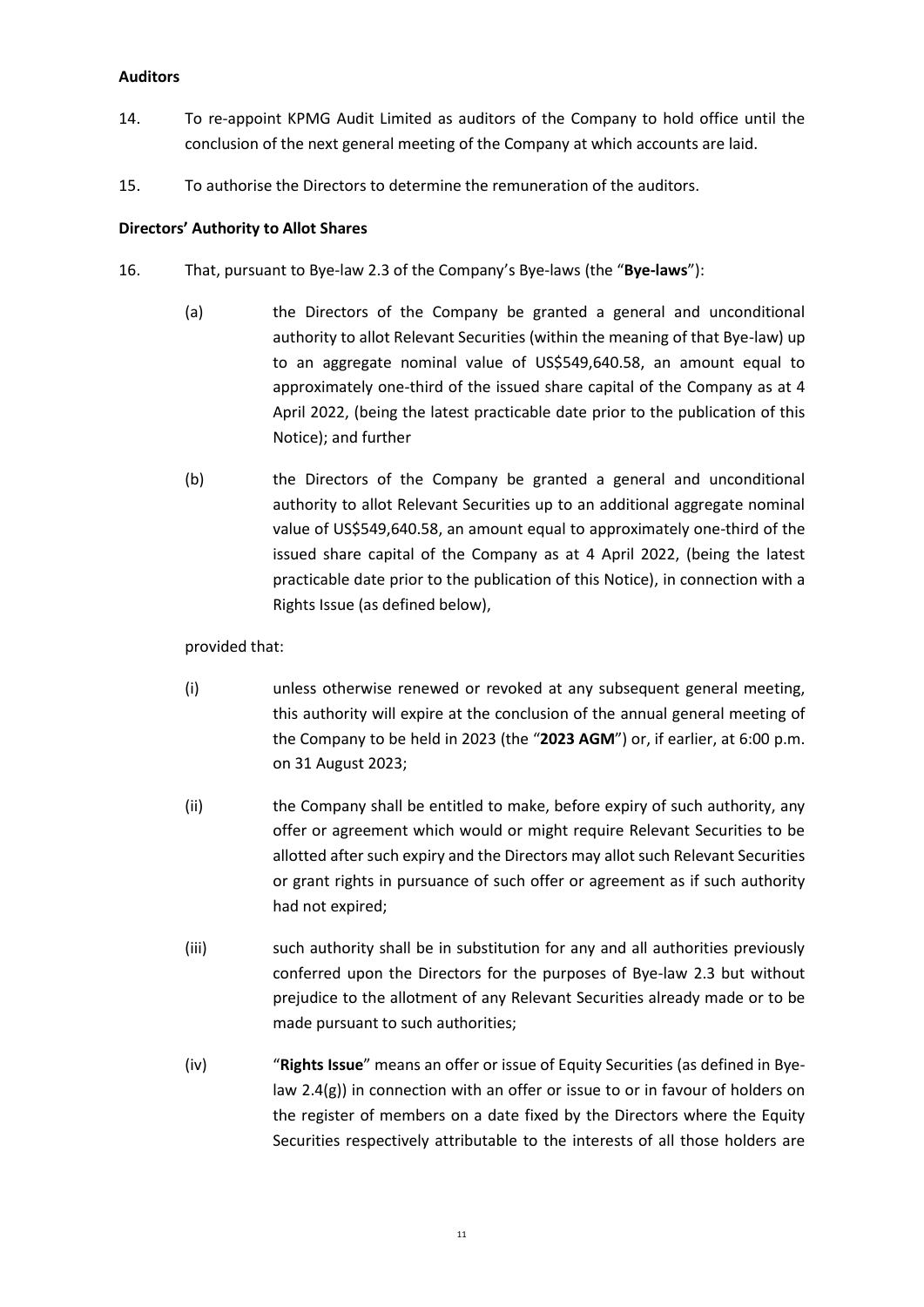**Auditors**

14. To re-appoint KPMG Audit Limited as auditors of the Company to hold office until the conclusion of the next general meeting of the Company at which accounts are laid.

15. To authorise the Directors to determine the remuneration of the auditors.

**Directors' Authority to Allot Shares**

16. That, pursuant to Bye-law 2.3 of the Company's Bye-laws (the "**Bye-laws**"):

    (a) the Directors of the Company be granted a general and unconditional authority to allot Relevant Securities (within the meaning of that Bye-law) up to an aggregate nominal value of US$549,640.58, an amount equal to approximately one-third of the issued share capital of the Company as at 4 April 2022, (being the latest practicable date prior to the publication of this Notice); and further

    (b) the Directors of the Company be granted a general and unconditional authority to allot Relevant Securities up to an additional aggregate nominal value of US$549,640.58, an amount equal to approximately one-third of the issued share capital of the Company as at 4 April 2022, (being the latest practicable date prior to the publication of this Notice), in connection with a Rights Issue (as defined below),

    provided that:

    (i) unless otherwise renewed or revoked at any subsequent general meeting, this authority will expire at the conclusion of the annual general meeting of the Company to be held in 2023 (the "**2023 AGM**") or, if earlier, at 6:00 p.m. on 31 August 2023;

    (ii) the Company shall be entitled to make, before expiry of such authority, any offer or agreement which would or might require Relevant Securities to be allotted after such expiry and the Directors may allot such Relevant Securities or grant rights in pursuance of such offer or agreement as if such authority had not expired;

    (iii) such authority shall be in substitution for any and all authorities previously conferred upon the Directors for the purposes of Bye-law 2.3 but without prejudice to the allotment of any Relevant Securities already made or to be made pursuant to such authorities;

    (iv) "**Rights Issue**" means an offer or issue of Equity Securities (as defined in Bye-law 2.4(g)) in connection with an offer or issue to or in favour of holders on the register of members on a date fixed by the Directors where the Equity Securities respectively attributable to the interests of all those holders are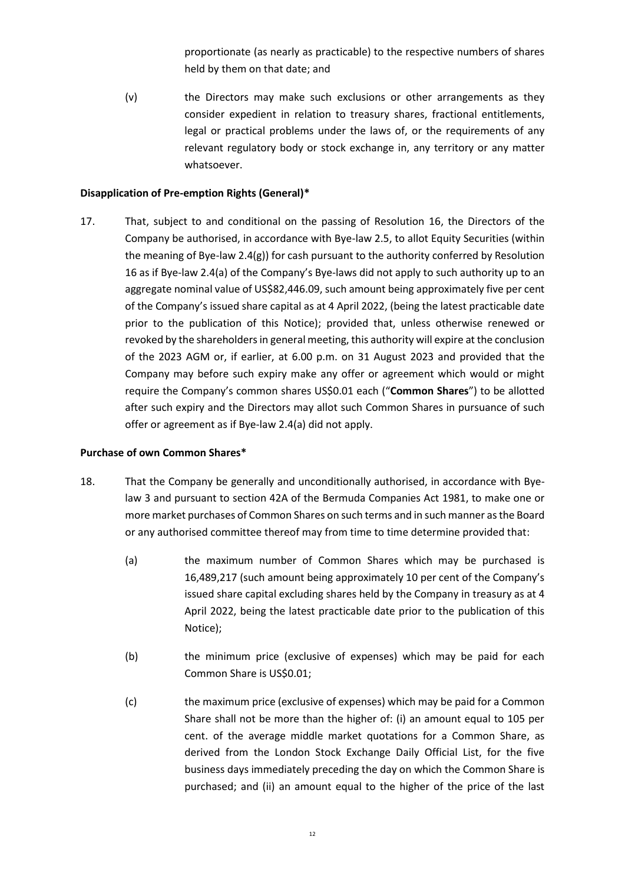proportionate (as nearly as practicable) to the respective numbers of shares held by them on that date; and

(v) the Directors may make such exclusions or other arrangements as they consider expedient in relation to treasury shares, fractional entitlements, legal or practical problems under the laws of, or the requirements of any relevant regulatory body or stock exchange in, any territory or any matter whatsoever.

**Disapplication of Pre-emption Rights (General)***

17. That, subject to and conditional on the passing of Resolution 16, the Directors of the Company be authorised, in accordance with Bye-law 2.5, to allot Equity Securities (within the meaning of Bye-law 2.4(g)) for cash pursuant to the authority conferred by Resolution 16 as if Bye-law 2.4(a) of the Company's Bye-laws did not apply to such authority up to an aggregate nominal value of US$82,446.09, such amount being approximately five per cent of the Company's issued share capital as at 4 April 2022, (being the latest practicable date prior to the publication of this Notice); provided that, unless otherwise renewed or revoked by the shareholders in general meeting, this authority will expire at the conclusion of the 2023 AGM or, if earlier, at 6.00 p.m. on 31 August 2023 and provided that the Company may before such expiry make any offer or agreement which would or might require the Company's common shares US$0.01 each ("**Common Shares**") to be allotted after such expiry and the Directors may allot such Common Shares in pursuance of such offer or agreement as if Bye-law 2.4(a) did not apply.

**Purchase of own Common Shares***

18. That the Company be generally and unconditionally authorised, in accordance with Bye-law 3 and pursuant to section 42A of the Bermuda Companies Act 1981, to make one or more market purchases of Common Shares on such terms and in such manner as the Board or any authorised committee thereof may from time to time determine provided that:

(a) the maximum number of Common Shares which may be purchased is 16,489,217 (such amount being approximately 10 per cent of the Company's issued share capital excluding shares held by the Company in treasury as at 4 April 2022, being the latest practicable date prior to the publication of this Notice);

(b) the minimum price (exclusive of expenses) which may be paid for each Common Share is US$0.01;

(c) the maximum price (exclusive of expenses) which may be paid for a Common Share shall not be more than the higher of: (i) an amount equal to 105 per cent. of the average middle market quotations for a Common Share, as derived from the London Stock Exchange Daily Official List, for the five business days immediately preceding the day on which the Common Share is purchased; and (ii) an amount equal to the higher of the price of the last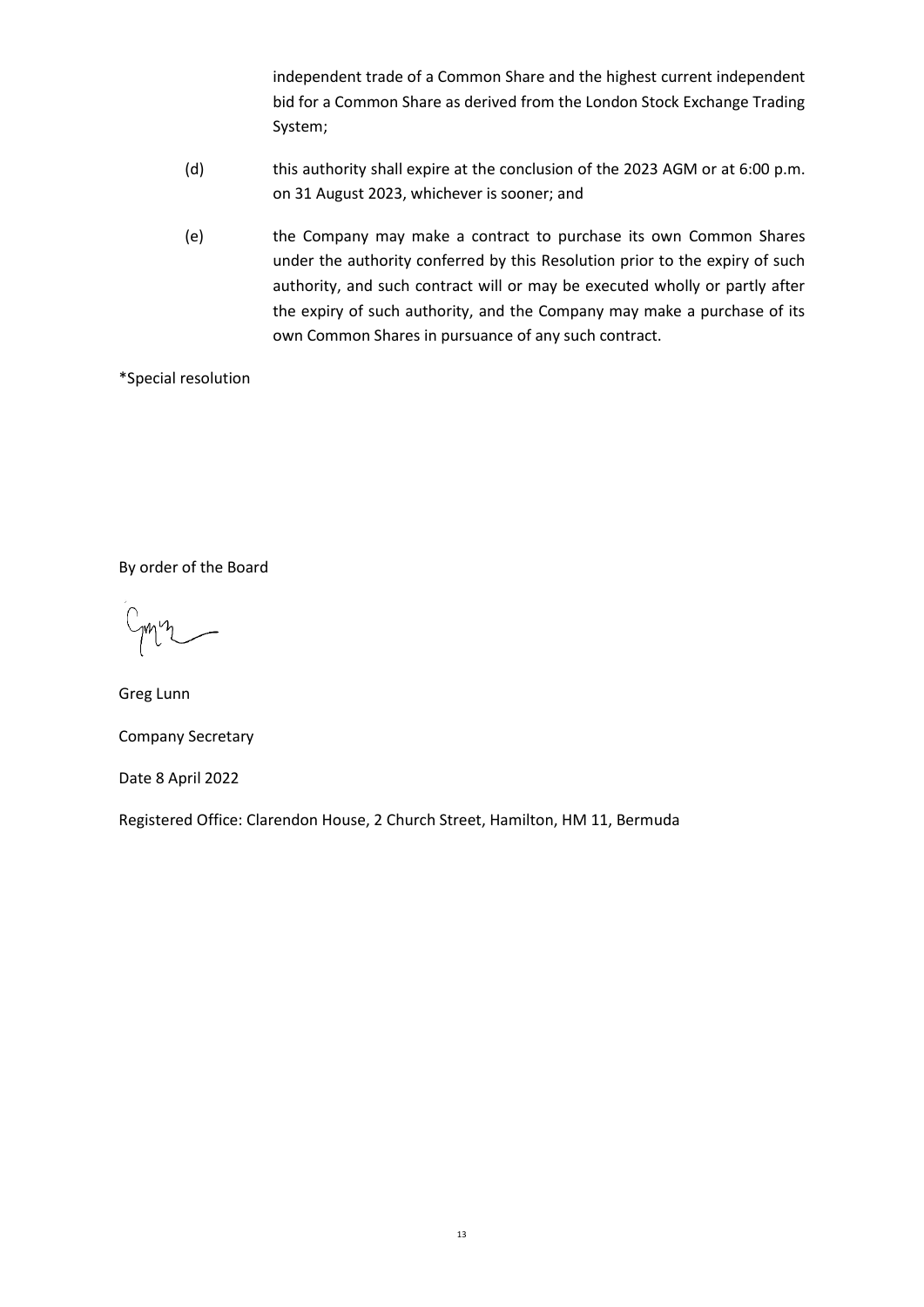independent trade of a Common Share and the highest current independent bid for a Common Share as derived from the London Stock Exchange Trading System;

(d) this authority shall expire at the conclusion of the 2023 AGM or at 6:00 p.m. on 31 August 2023, whichever is sooner; and

(e) the Company may make a contract to purchase its own Common Shares under the authority conferred by this Resolution prior to the expiry of such authority, and such contract will or may be executed wholly or partly after the expiry of such authority, and the Company may make a purchase of its own Common Shares in pursuance of any such contract.

*Special resolution

By order of the Board

Greg Lunn

Company Secretary

Date 8 April 2022

Registered Office: Clarendon House, 2 Church Street, Hamilton, HM 11, Bermuda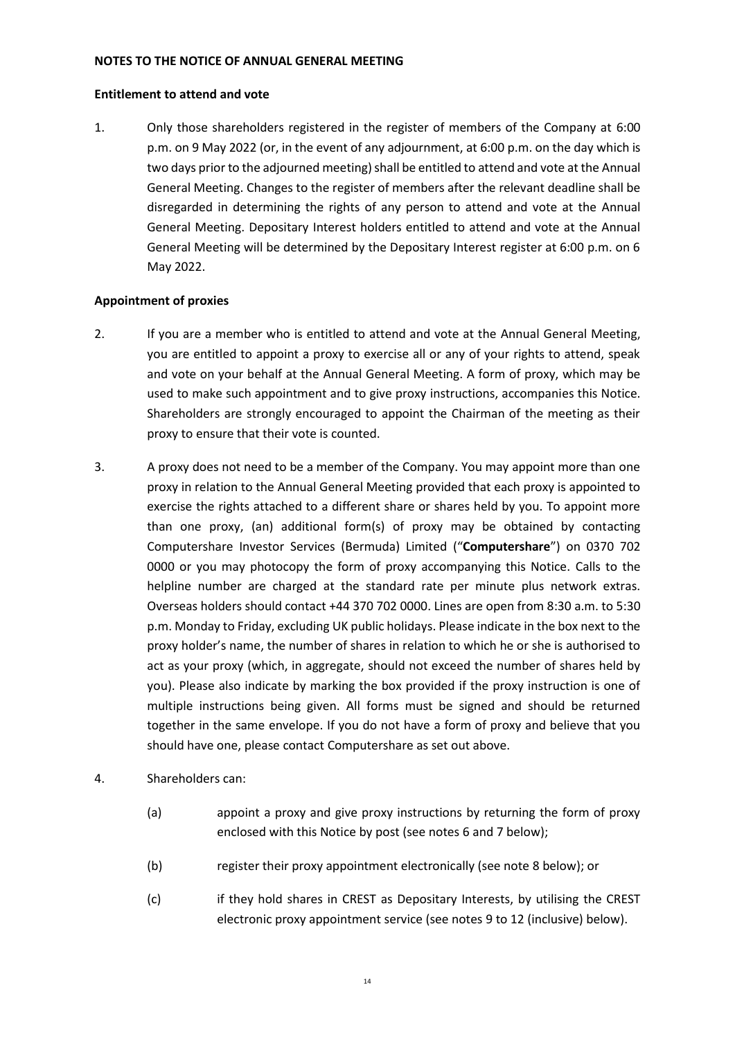**NOTES TO THE NOTICE OF ANNUAL GENERAL MEETING**

**Entitlement to attend and vote**

1. Only those shareholders registered in the register of members of the Company at 6:00 p.m. on 9 May 2022 (or, in the event of any adjournment, at 6:00 p.m. on the day which is two days prior to the adjourned meeting) shall be entitled to attend and vote at the Annual General Meeting. Changes to the register of members after the relevant deadline shall be disregarded in determining the rights of any person to attend and vote at the Annual General Meeting. Depositary Interest holders entitled to attend and vote at the Annual General Meeting will be determined by the Depositary Interest register at 6:00 p.m. on 6 May 2022.

**Appointment of proxies**

2. If you are a member who is entitled to attend and vote at the Annual General Meeting, you are entitled to appoint a proxy to exercise all or any of your rights to attend, speak and vote on your behalf at the Annual General Meeting. A form of proxy, which may be used to make such appointment and to give proxy instructions, accompanies this Notice. Shareholders are strongly encouraged to appoint the Chairman of the meeting as their proxy to ensure that their vote is counted.

3. A proxy does not need to be a member of the Company. You may appoint more than one proxy in relation to the Annual General Meeting provided that each proxy is appointed to exercise the rights attached to a different share or shares held by you. To appoint more than one proxy, (an) additional form(s) of proxy may be obtained by contacting Computershare Investor Services (Bermuda) Limited ("**Computershare**") on 0370 702 0000 or you may photocopy the form of proxy accompanying this Notice. Calls to the helpline number are charged at the standard rate per minute plus network extras. Overseas holders should contact +44 370 702 0000. Lines are open from 8:30 a.m. to 5:30 p.m. Monday to Friday, excluding UK public holidays. Please indicate in the box next to the proxy holder's name, the number of shares in relation to which he or she is authorised to act as your proxy (which, in aggregate, should not exceed the number of shares held by you). Please also indicate by marking the box provided if the proxy instruction is one of multiple instructions being given. All forms must be signed and should be returned together in the same envelope. If you do not have a form of proxy and believe that you should have one, please contact Computershare as set out above.

4. Shareholders can:

    (a) appoint a proxy and give proxy instructions by returning the form of proxy enclosed with this Notice by post (see notes 6 and 7 below);

    (b) register their proxy appointment electronically (see note 8 below); or

    (c) if they hold shares in CREST as Depositary Interests, by utilising the CREST electronic proxy appointment service (see notes 9 to 12 (inclusive) below).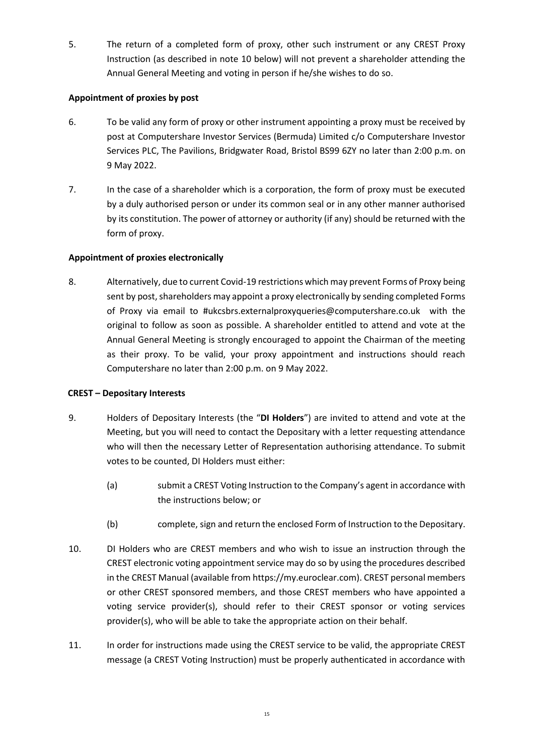5. The return of a completed form of proxy, other such instrument or any CREST Proxy Instruction (as described in note 10 below) will not prevent a shareholder attending the Annual General Meeting and voting in person if he/she wishes to do so.

**Appointment of proxies by post**

6. To be valid any form of proxy or other instrument appointing a proxy must be received by post at Computershare Investor Services (Bermuda) Limited c/o Computershare Investor Services PLC, The Pavilions, Bridgwater Road, Bristol BS99 6ZY no later than 2:00 p.m. on 9 May 2022.

7. In the case of a shareholder which is a corporation, the form of proxy must be executed by a duly authorised person or under its common seal or in any other manner authorised by its constitution. The power of attorney or authority (if any) should be returned with the form of proxy.

**Appointment of proxies electronically**

8. Alternatively, due to current Covid-19 restrictions which may prevent Forms of Proxy being sent by post, shareholders may appoint a proxy electronically by sending completed Forms of Proxy via email to #ukcsbrs.externalproxyqueries@computershare.co.uk with the original to follow as soon as possible. A shareholder entitled to attend and vote at the Annual General Meeting is strongly encouraged to appoint the Chairman of the meeting as their proxy. To be valid, your proxy appointment and instructions should reach Computershare no later than 2:00 p.m. on 9 May 2022.

**CREST – Depositary Interests**

9. Holders of Depositary Interests (the "**DI Holders**") are invited to attend and vote at the Meeting, but you will need to contact the Depositary with a letter requesting attendance who will then the necessary Letter of Representation authorising attendance. To submit votes to be counted, DI Holders must either:

   (a) submit a CREST Voting Instruction to the Company's agent in accordance with the instructions below; or

   (b) complete, sign and return the enclosed Form of Instruction to the Depositary.

10. DI Holders who are CREST members and who wish to issue an instruction through the CREST electronic voting appointment service may do so by using the procedures described in the CREST Manual (available from https://my.euroclear.com). CREST personal members or other CREST sponsored members, and those CREST members who have appointed a voting service provider(s), should refer to their CREST sponsor or voting services provider(s), who will be able to take the appropriate action on their behalf.

11. In order for instructions made using the CREST service to be valid, the appropriate CREST message (a CREST Voting Instruction) must be properly authenticated in accordance with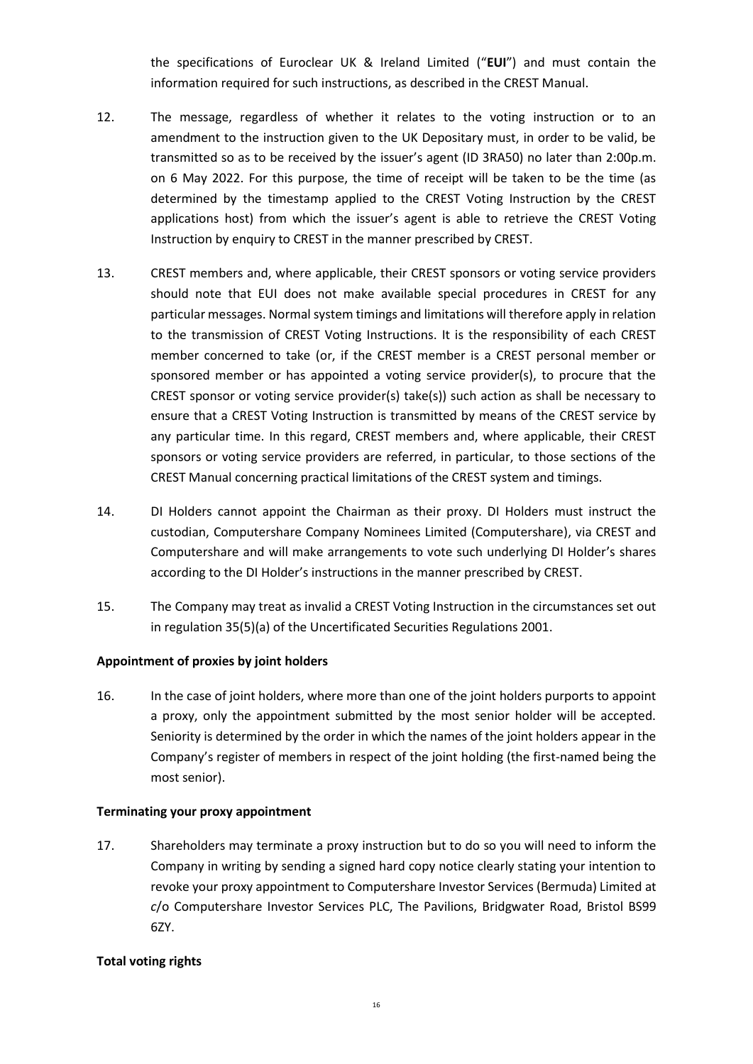the specifications of Euroclear UK & Ireland Limited ("**EUI**") and must contain the information required for such instructions, as described in the CREST Manual.

12. The message, regardless of whether it relates to the voting instruction or to an amendment to the instruction given to the UK Depositary must, in order to be valid, be transmitted so as to be received by the issuer's agent (ID 3RA50) no later than 2:00p.m. on 6 May 2022. For this purpose, the time of receipt will be taken to be the time (as determined by the timestamp applied to the CREST Voting Instruction by the CREST applications host) from which the issuer's agent is able to retrieve the CREST Voting Instruction by enquiry to CREST in the manner prescribed by CREST.

13. CREST members and, where applicable, their CREST sponsors or voting service providers should note that EUI does not make available special procedures in CREST for any particular messages. Normal system timings and limitations will therefore apply in relation to the transmission of CREST Voting Instructions. It is the responsibility of each CREST member concerned to take (or, if the CREST member is a CREST personal member or sponsored member or has appointed a voting service provider(s), to procure that the CREST sponsor or voting service provider(s) take(s)) such action as shall be necessary to ensure that a CREST Voting Instruction is transmitted by means of the CREST service by any particular time. In this regard, CREST members and, where applicable, their CREST sponsors or voting service providers are referred, in particular, to those sections of the CREST Manual concerning practical limitations of the CREST system and timings.

14. DI Holders cannot appoint the Chairman as their proxy. DI Holders must instruct the custodian, Computershare Company Nominees Limited (Computershare), via CREST and Computershare and will make arrangements to vote such underlying DI Holder's shares according to the DI Holder's instructions in the manner prescribed by CREST.

15. The Company may treat as invalid a CREST Voting Instruction in the circumstances set out in regulation 35(5)(a) of the Uncertificated Securities Regulations 2001.

**Appointment of proxies by joint holders**

16. In the case of joint holders, where more than one of the joint holders purports to appoint a proxy, only the appointment submitted by the most senior holder will be accepted. Seniority is determined by the order in which the names of the joint holders appear in the Company's register of members in respect of the joint holding (the first-named being the most senior).

**Terminating your proxy appointment**

17. Shareholders may terminate a proxy instruction but to do so you will need to inform the Company in writing by sending a signed hard copy notice clearly stating your intention to revoke your proxy appointment to Computershare Investor Services (Bermuda) Limited at c/o Computershare Investor Services PLC, The Pavilions, Bridgwater Road, Bristol BS99 6ZY.

**Total voting rights**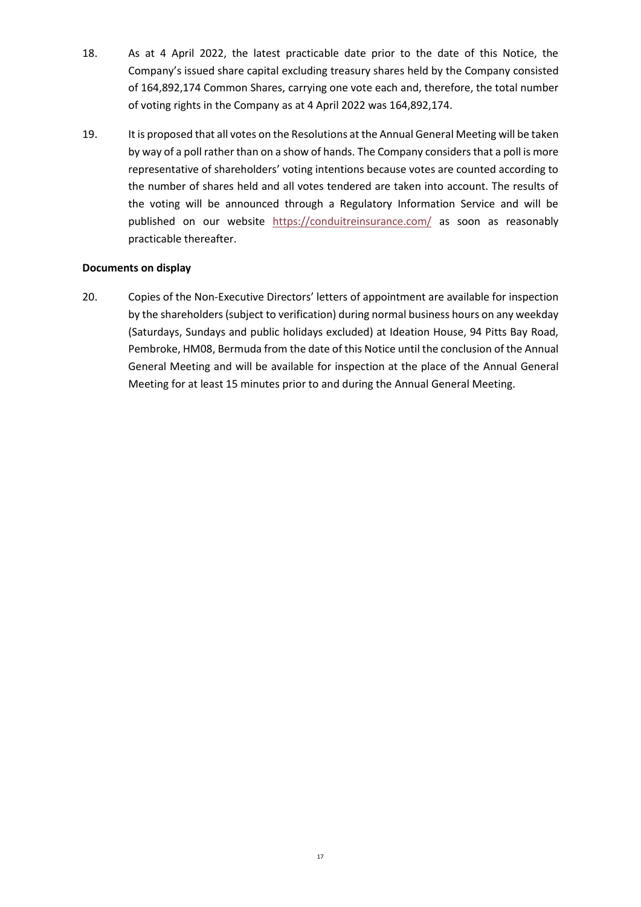18. As at 4 April 2022, the latest practicable date prior to the date of this Notice, the Company's issued share capital excluding treasury shares held by the Company consisted of 164,892,174 Common Shares, carrying one vote each and, therefore, the total number of voting rights in the Company as at 4 April 2022 was 164,892,174.

19. It is proposed that all votes on the Resolutions at the Annual General Meeting will be taken by way of a poll rather than on a show of hands. The Company considers that a poll is more representative of shareholders' voting intentions because votes are counted according to the number of shares held and all votes tendered are taken into account. The results of the voting will be announced through a Regulatory Information Service and will be published on our website https://conduitreinsurance.com/ as soon as reasonably practicable thereafter.

**Documents on display**

20. Copies of the Non-Executive Directors' letters of appointment are available for inspection by the shareholders (subject to verification) during normal business hours on any weekday (Saturdays, Sundays and public holidays excluded) at Ideation House, 94 Pitts Bay Road, Pembroke, HM08, Bermuda from the date of this Notice until the conclusion of the Annual General Meeting and will be available for inspection at the place of the Annual General Meeting for at least 15 minutes prior to and during the Annual General Meeting.